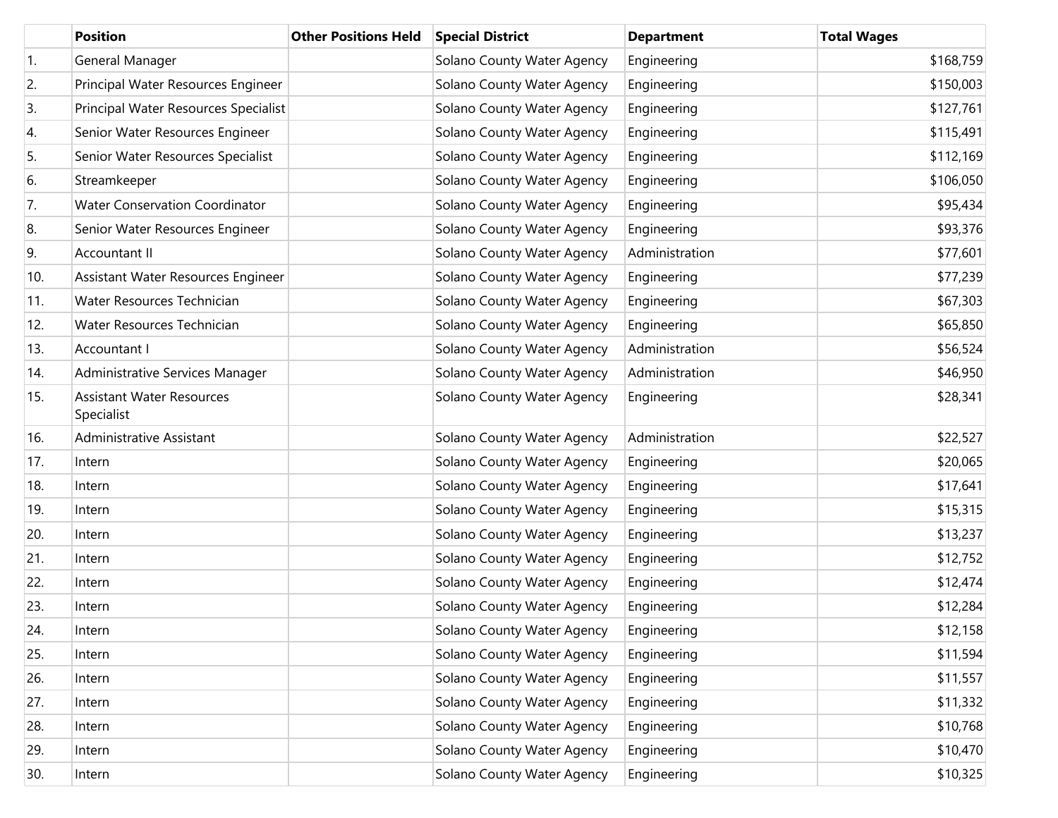| | Position | Other Positions Held | Special District | Department | Total Wages |
|---|---|---|---|---|---|
| 1. | General Manager | | Solano County Water Agency | Engineering | $168,759 |
| 2. | Principal Water Resources Engineer | | Solano County Water Agency | Engineering | $150,003 |
| 3. | Principal Water Resources Specialist | | Solano County Water Agency | Engineering | $127,761 |
| 4. | Senior Water Resources Engineer | | Solano County Water Agency | Engineering | $115,491 |
| 5. | Senior Water Resources Specialist | | Solano County Water Agency | Engineering | $112,169 |
| 6. | Streamkeeper | | Solano County Water Agency | Engineering | $106,050 |
| 7. | Water Conservation Coordinator | | Solano County Water Agency | Engineering | $95,434 |
| 8. | Senior Water Resources Engineer | | Solano County Water Agency | Engineering | $93,376 |
| 9. | Accountant II | | Solano County Water Agency | Administration | $77,601 |
| 10. | Assistant Water Resources Engineer | | Solano County Water Agency | Engineering | $77,239 |
| 11. | Water Resources Technician | | Solano County Water Agency | Engineering | $67,303 |
| 12. | Water Resources Technician | | Solano County Water Agency | Engineering | $65,850 |
| 13. | Accountant I | | Solano County Water Agency | Administration | $56,524 |
| 14. | Administrative Services Manager | | Solano County Water Agency | Administration | $46,950 |
| 15. | Assistant Water Resources Specialist | | Solano County Water Agency | Engineering | $28,341 |
| 16. | Administrative Assistant | | Solano County Water Agency | Administration | $22,527 |
| 17. | Intern | | Solano County Water Agency | Engineering | $20,065 |
| 18. | Intern | | Solano County Water Agency | Engineering | $17,641 |
| 19. | Intern | | Solano County Water Agency | Engineering | $15,315 |
| 20. | Intern | | Solano County Water Agency | Engineering | $13,237 |
| 21. | Intern | | Solano County Water Agency | Engineering | $12,752 |
| 22. | Intern | | Solano County Water Agency | Engineering | $12,474 |
| 23. | Intern | | Solano County Water Agency | Engineering | $12,284 |
| 24. | Intern | | Solano County Water Agency | Engineering | $12,158 |
| 25. | Intern | | Solano County Water Agency | Engineering | $11,594 |
| 26. | Intern | | Solano County Water Agency | Engineering | $11,557 |
| 27. | Intern | | Solano County Water Agency | Engineering | $11,332 |
| 28. | Intern | | Solano County Water Agency | Engineering | $10,768 |
| 29. | Intern | | Solano County Water Agency | Engineering | $10,470 |
| 30. | Intern | | Solano County Water Agency | Engineering | $10,325 |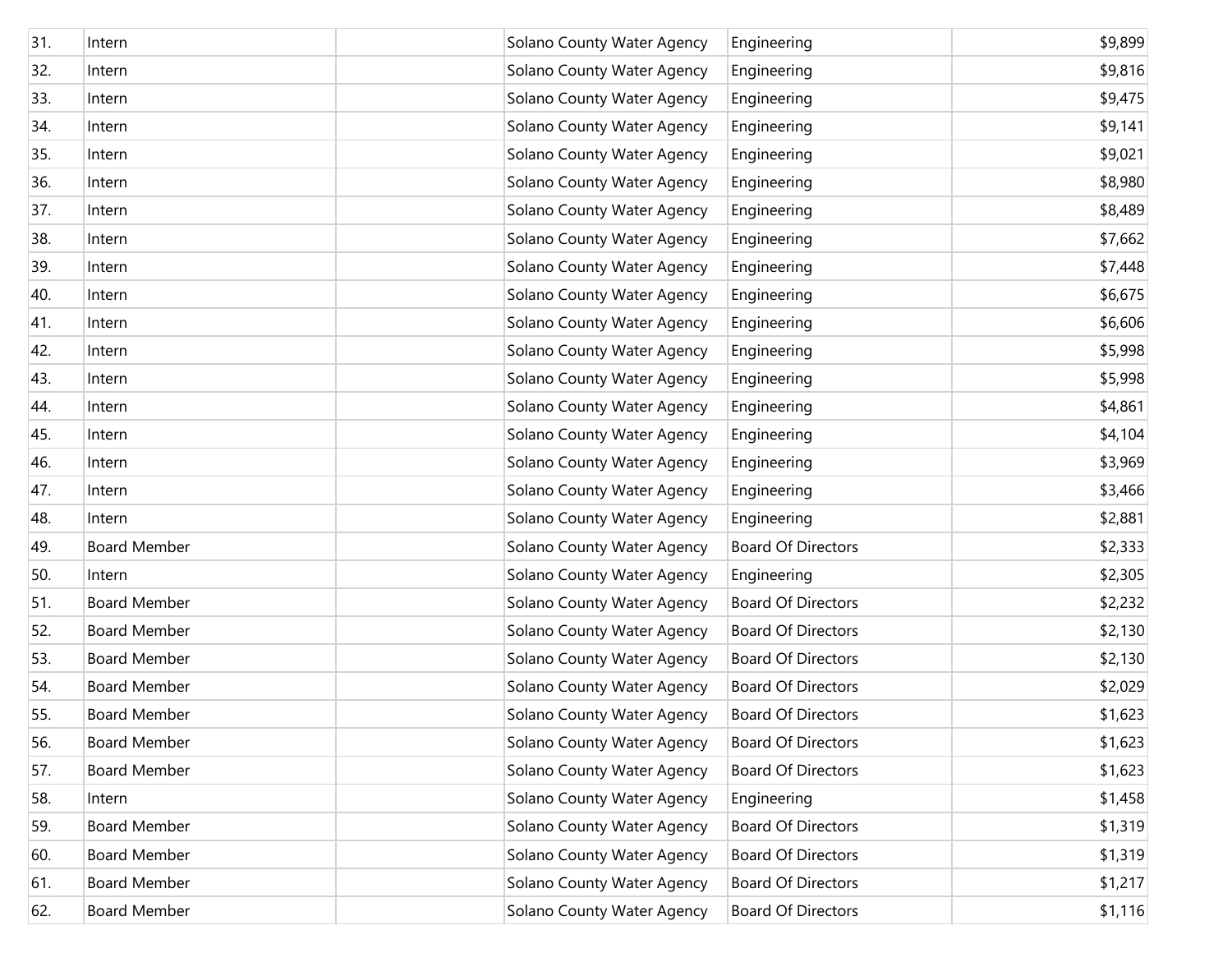| | | | | | |
|---|---|---|---|---|---|
| 31. | Intern | | Solano County Water Agency | Engineering | $9,899 |
| 32. | Intern | | Solano County Water Agency | Engineering | $9,816 |
| 33. | Intern | | Solano County Water Agency | Engineering | $9,475 |
| 34. | Intern | | Solano County Water Agency | Engineering | $9,141 |
| 35. | Intern | | Solano County Water Agency | Engineering | $9,021 |
| 36. | Intern | | Solano County Water Agency | Engineering | $8,980 |
| 37. | Intern | | Solano County Water Agency | Engineering | $8,489 |
| 38. | Intern | | Solano County Water Agency | Engineering | $7,662 |
| 39. | Intern | | Solano County Water Agency | Engineering | $7,448 |
| 40. | Intern | | Solano County Water Agency | Engineering | $6,675 |
| 41. | Intern | | Solano County Water Agency | Engineering | $6,606 |
| 42. | Intern | | Solano County Water Agency | Engineering | $5,998 |
| 43. | Intern | | Solano County Water Agency | Engineering | $5,998 |
| 44. | Intern | | Solano County Water Agency | Engineering | $4,861 |
| 45. | Intern | | Solano County Water Agency | Engineering | $4,104 |
| 46. | Intern | | Solano County Water Agency | Engineering | $3,969 |
| 47. | Intern | | Solano County Water Agency | Engineering | $3,466 |
| 48. | Intern | | Solano County Water Agency | Engineering | $2,881 |
| 49. | Board Member | | Solano County Water Agency | Board Of Directors | $2,333 |
| 50. | Intern | | Solano County Water Agency | Engineering | $2,305 |
| 51. | Board Member | | Solano County Water Agency | Board Of Directors | $2,232 |
| 52. | Board Member | | Solano County Water Agency | Board Of Directors | $2,130 |
| 53. | Board Member | | Solano County Water Agency | Board Of Directors | $2,130 |
| 54. | Board Member | | Solano County Water Agency | Board Of Directors | $2,029 |
| 55. | Board Member | | Solano County Water Agency | Board Of Directors | $1,623 |
| 56. | Board Member | | Solano County Water Agency | Board Of Directors | $1,623 |
| 57. | Board Member | | Solano County Water Agency | Board Of Directors | $1,623 |
| 58. | Intern | | Solano County Water Agency | Engineering | $1,458 |
| 59. | Board Member | | Solano County Water Agency | Board Of Directors | $1,319 |
| 60. | Board Member | | Solano County Water Agency | Board Of Directors | $1,319 |
| 61. | Board Member | | Solano County Water Agency | Board Of Directors | $1,217 |
| 62. | Board Member | | Solano County Water Agency | Board Of Directors | $1,116 |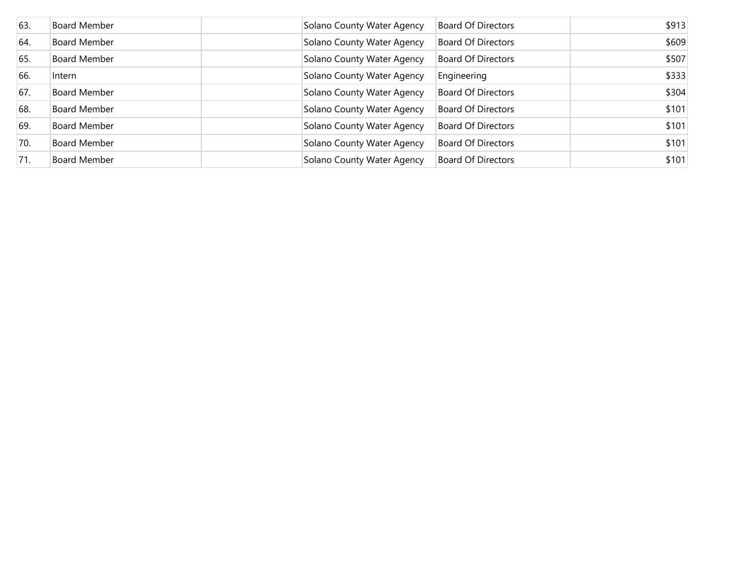| | | | | | |
|---|---|---|---|---|---|
| 63. | Board Member | | Solano County Water Agency | Board Of Directors | $913 |
| 64. | Board Member | | Solano County Water Agency | Board Of Directors | $609 |
| 65. | Board Member | | Solano County Water Agency | Board Of Directors | $507 |
| 66. | Intern | | Solano County Water Agency | Engineering | $333 |
| 67. | Board Member | | Solano County Water Agency | Board Of Directors | $304 |
| 68. | Board Member | | Solano County Water Agency | Board Of Directors | $101 |
| 69. | Board Member | | Solano County Water Agency | Board Of Directors | $101 |
| 70. | Board Member | | Solano County Water Agency | Board Of Directors | $101 |
| 71. | Board Member | | Solano County Water Agency | Board Of Directors | $101 |